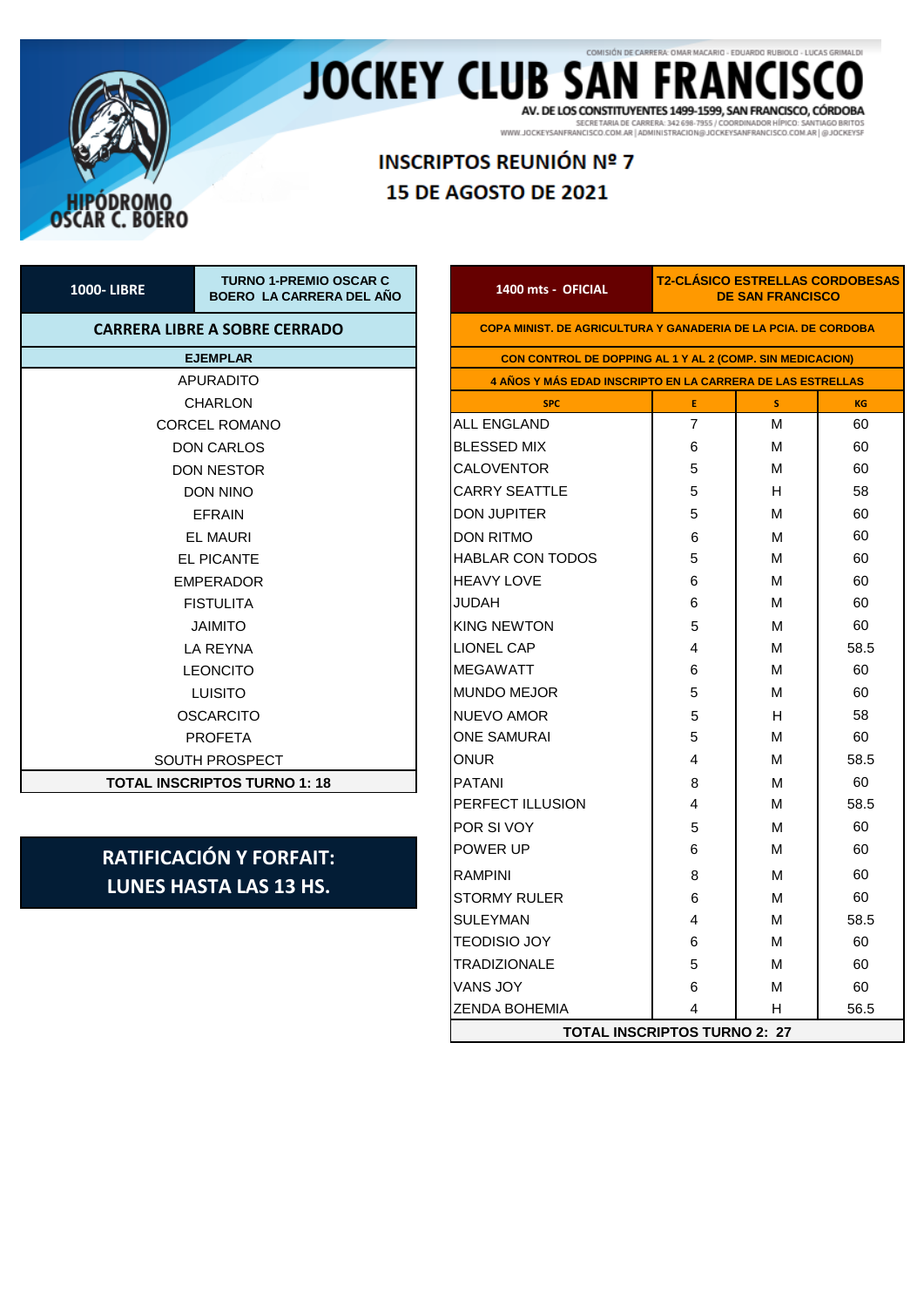COMISIÓN DE CARRERA: OMAR MACARIO · EDUARDO RUBIOLO · LUCAS GRIMALDI

# JOCKEY CLUB SAN FRANCISCO

AV. DE LOS CONSTITUYENTES 1499-1599, SAN FRANCISCO, CÓRDOBA

SECRETARIA DE CARRERA: 342 698-7955 / COORDINADOR HÍPICO: SANTIAGO BRITOS

WWW.JOCKEYSANFRANCISCO.COM.AR | ADMINISTRACION@JOCKEYSANFRANCISCO.COM.AR | @JOCKEYSF

HIPÓDROMO OSCAR C. BOERO

## INSCRIPTOS REUNIÓN Nº 7
## 15 DE AGOSTO DE 2021

| 1000- LIBRE | TURNO 1-PREMIO OSCAR C BOERO LA CARRERA DEL AÑO |
|---|---|
| **CARRERA LIBRE A SOBRE CERRADO** | |
| **EJEMPLAR** | |
| APURADITO | |
| CHARLON | |
| CORCEL ROMANO | |
| DON CARLOS | |
| DON NESTOR | |
| DON NINO | |
| EFRAIN | |
| EL MAURI | |
| EL PICANTE | |
| EMPERADOR | |
| FISTULITA | |
| JAIMITO | |
| LA REYNA | |
| LEONCITO | |
| LUISITO | |
| OSCARCITO | |
| PROFETA | |
| SOUTH PROSPECT | |
| **TOTAL INSCRIPTOS TURNO 1: 18** | |

**RATIFICACIÓN Y FORFAIT: LUNES HASTA LAS 13 HS.**

| 1400 mts - OFICIAL | T2-CLÁSICO ESTRELLAS CORDOBESAS DE SAN FRANCISCO | | |
|---|---|---|---|
| **COPA MINIST. DE AGRICULTURA Y GANADERIA DE LA PCIA. DE CORDOBA** | | | |
| **CON CONTROL DE DOPPING AL 1 Y AL 2 (COMP. SIN MEDICACION)** | | | |
| **4 AÑOS Y MÁS EDAD INSCRIPTO EN LA CARRERA DE LAS ESTRELLAS** | | | |
| **SPC** | **E** | **S** | **KG** |
| ALL ENGLAND | 7 | M | 60 |
| BLESSED MIX | 6 | M | 60 |
| CALOVENTOR | 5 | M | 60 |
| CARRY SEATTLE | 5 | H | 58 |
| DON JUPITER | 5 | M | 60 |
| DON RITMO | 6 | M | 60 |
| HABLAR CON TODOS | 5 | M | 60 |
| HEAVY LOVE | 6 | M | 60 |
| JUDAH | 6 | M | 60 |
| KING NEWTON | 5 | M | 60 |
| LIONEL CAP | 4 | M | 58.5 |
| MEGAWATT | 6 | M | 60 |
| MUNDO MEJOR | 5 | M | 60 |
| NUEVO AMOR | 5 | H | 58 |
| ONE SAMURAI | 5 | M | 60 |
| ONUR | 4 | M | 58.5 |
| PATANI | 8 | M | 60 |
| PERFECT ILLUSION | 4 | M | 58.5 |
| POR SI VOY | 5 | M | 60 |
| POWER UP | 6 | M | 60 |
| RAMPINI | 8 | M | 60 |
| STORMY RULER | 6 | M | 60 |
| SULEYMAN | 4 | M | 58.5 |
| TEODISIO JOY | 6 | M | 60 |
| TRADIZIONALE | 5 | M | 60 |
| VANS JOY | 6 | M | 60 |
| ZENDA BOHEMIA | 4 | H | 56.5 |
| **TOTAL INSCRIPTOS TURNO 2: 27** | | | |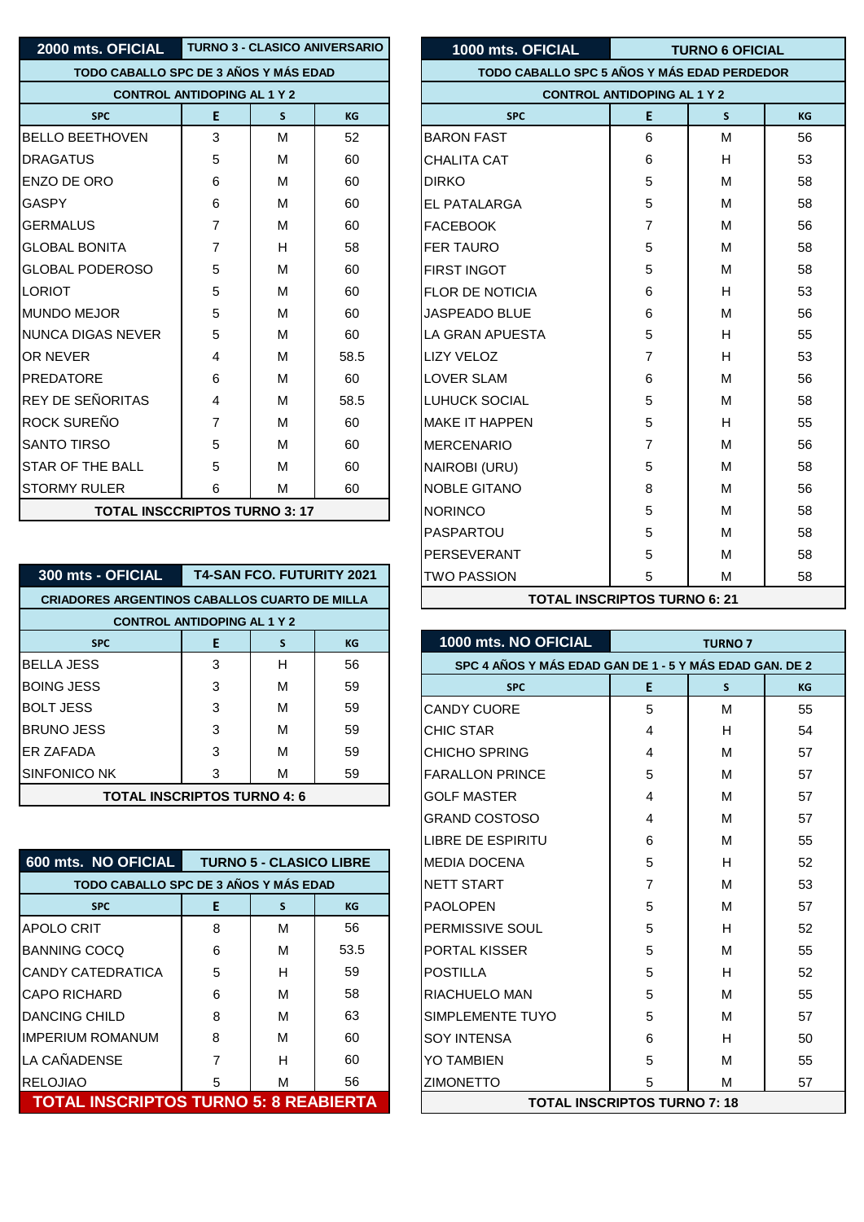| 2000 mts. OFICIAL | TURNO 3 - CLASICO ANIVERSARIO | | |
|---|---|---|---|
| TODO CABALLO SPC DE 3 AÑOS Y MÁS EDAD | | | |
| CONTROL ANTIDOPING AL 1 Y 2 | | | |
| SPC | E | S | KG |
| BELLO BEETHOVEN | 3 | M | 52 |
| DRAGATUS | 5 | M | 60 |
| ENZO DE ORO | 6 | M | 60 |
| GASPY | 6 | M | 60 |
| GERMALUS | 7 | M | 60 |
| GLOBAL BONITA | 7 | H | 58 |
| GLOBAL PODEROSO | 5 | M | 60 |
| LORIOT | 5 | M | 60 |
| MUNDO MEJOR | 5 | M | 60 |
| NUNCA DIGAS NEVER | 5 | M | 60 |
| OR NEVER | 4 | M | 58.5 |
| PREDATORE | 6 | M | 60 |
| REY DE SEÑORITAS | 4 | M | 58.5 |
| ROCK SUREÑO | 7 | M | 60 |
| SANTO TIRSO | 5 | M | 60 |
| STAR OF THE BALL | 5 | M | 60 |
| STORMY RULER | 6 | M | 60 |
| TOTAL INSCCRIPTOS TURNO 3: 17 | | | |

| 300 mts - OFICIAL | T4-SAN FCO. FUTURITY 2021 | | |
|---|---|---|---|
| CRIADORES ARGENTINOS CABALLOS CUARTO DE MILLA | | | |
| CONTROL ANTIDOPING AL 1 Y 2 | | | |
| SPC | E | S | KG |
| BELLA JESS | 3 | H | 56 |
| BOING JESS | 3 | M | 59 |
| BOLT JESS | 3 | M | 59 |
| BRUNO JESS | 3 | M | 59 |
| ER ZAFADA | 3 | M | 59 |
| SINFONICO NK | 3 | M | 59 |
| TOTAL INSCRIPTOS TURNO 4: 6 | | | |

| 600 mts. NO OFICIAL | TURNO 5 - CLASICO LIBRE | | |
|---|---|---|---|
| TODO CABALLO SPC DE 3 AÑOS Y MÁS EDAD | | | |
| SPC | E | S | KG |
| APOLO CRIT | 8 | M | 56 |
| BANNING COCQ | 6 | M | 53.5 |
| CANDY CATEDRATICA | 5 | H | 59 |
| CAPO RICHARD | 6 | M | 58 |
| DANCING CHILD | 8 | M | 63 |
| IMPERIUM ROMANUM | 8 | M | 60 |
| LA CAÑADENSE | 7 | H | 60 |
| RELOJIAO | 5 | M | 56 |
| TOTAL INSCRIPTOS TURNO 5: 8 REABIERTA | | | |

| 1000 mts. OFICIAL | TURNO 6 OFICIAL | | |
|---|---|---|---|
| TODO CABALLO SPC 5 AÑOS Y MÁS EDAD PERDEDOR | | | |
| CONTROL ANTIDOPING AL 1 Y 2 | | | |
| SPC | E | S | KG |
| BARON FAST | 6 | M | 56 |
| CHALITA CAT | 6 | H | 53 |
| DIRKO | 5 | M | 58 |
| EL PATALARGA | 5 | M | 58 |
| FACEBOOK | 7 | M | 56 |
| FER TAURO | 5 | M | 58 |
| FIRST INGOT | 5 | M | 58 |
| FLOR DE NOTICIA | 6 | H | 53 |
| JASPEADO BLUE | 6 | M | 56 |
| LA GRAN APUESTA | 5 | H | 55 |
| LIZY VELOZ | 7 | H | 53 |
| LOVER SLAM | 6 | M | 56 |
| LUHUCK SOCIAL | 5 | M | 58 |
| MAKE IT HAPPEN | 5 | H | 55 |
| MERCENARIO | 7 | M | 56 |
| NAIROBI (URU) | 5 | M | 58 |
| NOBLE GITANO | 8 | M | 56 |
| NORINCO | 5 | M | 58 |
| PASPARTOU | 5 | M | 58 |
| PERSEVERANT | 5 | M | 58 |
| TWO PASSION | 5 | M | 58 |
| TOTAL INSCRIPTOS TURNO 6: 21 | | | |

| 1000 mts. NO OFICIAL | TURNO 7 | | |
|---|---|---|---|
| SPC 4 AÑOS Y MÁS EDAD GAN DE 1 - 5 Y MÁS EDAD GAN. DE 2 | | | |
| SPC | E | S | KG |
| CANDY CUORE | 5 | M | 55 |
| CHIC STAR | 4 | H | 54 |
| CHICHO SPRING | 4 | M | 57 |
| FARALLON PRINCE | 5 | M | 57 |
| GOLF MASTER | 4 | M | 57 |
| GRAND COSTOSO | 4 | M | 57 |
| LIBRE DE ESPIRITU | 6 | M | 55 |
| MEDIA DOCENA | 5 | H | 52 |
| NETT START | 7 | M | 53 |
| PAOLOPEN | 5 | M | 57 |
| PERMISSIVE SOUL | 5 | H | 52 |
| PORTAL KISSER | 5 | M | 55 |
| POSTILLA | 5 | H | 52 |
| RIACHUELO MAN | 5 | M | 55 |
| SIMPLEMENTE TUYO | 5 | M | 57 |
| SOY INTENSA | 6 | H | 50 |
| YO TAMBIEN | 5 | M | 55 |
| ZIMONETTO | 5 | M | 57 |
| TOTAL INSCRIPTOS TURNO 7: 18 | | | |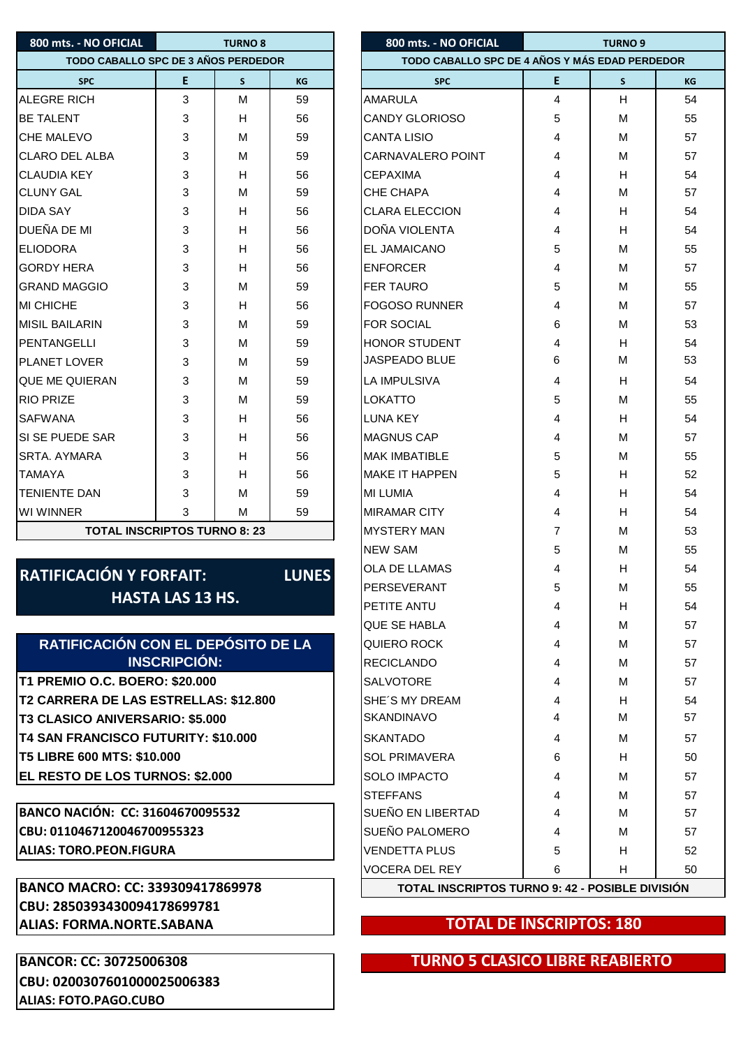| 800 mts. - NO OFICIAL | TURNO 8 | | |
|---|---|---|---|
| TODO CABALLO SPC DE 3 AÑOS PERDEDOR | | | |
| SPC | E | S | KG |
| ALEGRE RICH | 3 | M | 59 |
| BE TALENT | 3 | H | 56 |
| CHE MALEVO | 3 | M | 59 |
| CLARO DEL ALBA | 3 | M | 59 |
| CLAUDIA KEY | 3 | H | 56 |
| CLUNY GAL | 3 | M | 59 |
| DIDA SAY | 3 | H | 56 |
| DUEÑA DE MI | 3 | H | 56 |
| ELIODORA | 3 | H | 56 |
| GORDY HERA | 3 | H | 56 |
| GRAND MAGGIO | 3 | M | 59 |
| MI CHICHE | 3 | H | 56 |
| MISIL BAILARIN | 3 | M | 59 |
| PENTANGELLI | 3 | M | 59 |
| PLANET LOVER | 3 | M | 59 |
| QUE ME QUIERAN | 3 | M | 59 |
| RIO PRIZE | 3 | M | 59 |
| SAFWANA | 3 | H | 56 |
| SI SE PUEDE SAR | 3 | H | 56 |
| SRTA. AYMARA | 3 | H | 56 |
| TAMAYA | 3 | H | 56 |
| TENIENTE DAN | 3 | M | 59 |
| WI WINNER | 3 | M | 59 |
| TOTAL INSCRIPTOS TURNO 8: 23 | | | |

**RATIFICACIÓN Y FORFAIT: LUNES HASTA LAS 13 HS.**

**RATIFICACIÓN CON EL DEPÓSITO DE LA INSCRIPCIÓN:**

**T1 PREMIO O.C. BOERO: $20.000**
**T2 CARRERA DE LAS ESTRELLAS: $12.800**
**T3 CLASICO ANIVERSARIO: $5.000**
**T4 SAN FRANCISCO FUTURITY: $10.000**
**T5 LIBRE 600 MTS: $10.000**
**EL RESTO DE LOS TURNOS: $2.000**

**BANCO NACIÓN: CC: 31604670095532**
**CBU: 0110467120046700955323**
**ALIAS: TORO.PEON.FIGURA**

**BANCO MACRO: CC: 339309417869978**
**CBU: 2850393430094178699781**
**ALIAS: FORMA.NORTE.SABANA**

**BANCOR: CC: 30725006308**
**CBU: 0200307601000025006383**
**ALIAS: FOTO.PAGO.CUBO**

| 800 mts. - NO OFICIAL | TURNO 9 | | |
|---|---|---|---|
| TODO CABALLO SPC DE 4 AÑOS Y MÁS EDAD PERDEDOR | | | |
| SPC | E | S | KG |
| AMARULA | 4 | H | 54 |
| CANDY GLORIOSO | 5 | M | 55 |
| CANTA LISIO | 4 | M | 57 |
| CARNAVALERO POINT | 4 | M | 57 |
| CEPAXIMA | 4 | H | 54 |
| CHE CHAPA | 4 | M | 57 |
| CLARA ELECCION | 4 | H | 54 |
| DOÑA VIOLENTA | 4 | H | 54 |
| EL JAMAICANO | 5 | M | 55 |
| ENFORCER | 4 | M | 57 |
| FER TAURO | 5 | M | 55 |
| FOGOSO RUNNER | 4 | M | 57 |
| FOR SOCIAL | 6 | M | 53 |
| HONOR STUDENT | 4 | H | 54 |
| JASPEADO BLUE | 6 | M | 53 |
| LA IMPULSIVA | 4 | H | 54 |
| LOKATTO | 5 | M | 55 |
| LUNA KEY | 4 | H | 54 |
| MAGNUS CAP | 4 | M | 57 |
| MAK IMBATIBLE | 5 | M | 55 |
| MAKE IT HAPPEN | 5 | H | 52 |
| MI LUMIA | 4 | H | 54 |
| MIRAMAR CITY | 4 | H | 54 |
| MYSTERY MAN | 7 | M | 53 |
| NEW SAM | 5 | M | 55 |
| OLA DE LLAMAS | 4 | H | 54 |
| PERSEVERANT | 5 | M | 55 |
| PETITE ANTU | 4 | H | 54 |
| QUE SE HABLA | 4 | M | 57 |
| QUIERO ROCK | 4 | M | 57 |
| RECICLANDO | 4 | M | 57 |
| SALVOTORE | 4 | M | 57 |
| SHE´S MY DREAM | 4 | H | 54 |
| SKANDINAVO | 4 | M | 57 |
| SKANTADO | 4 | M | 57 |
| SOL PRIMAVERA | 6 | H | 50 |
| SOLO IMPACTO | 4 | M | 57 |
| STEFFANS | 4 | M | 57 |
| SUEÑO EN LIBERTAD | 4 | M | 57 |
| SUEÑO PALOMERO | 4 | M | 57 |
| VENDETTA PLUS | 5 | H | 52 |
| VOCERA DEL REY | 6 | H | 50 |
| TOTAL INSCRIPTOS TURNO 9: 42 - POSIBLE DIVISIÓN | | | |

**TOTAL DE INSCRIPTOS: 180**

**TURNO 5 CLASICO LIBRE REABIERTO**